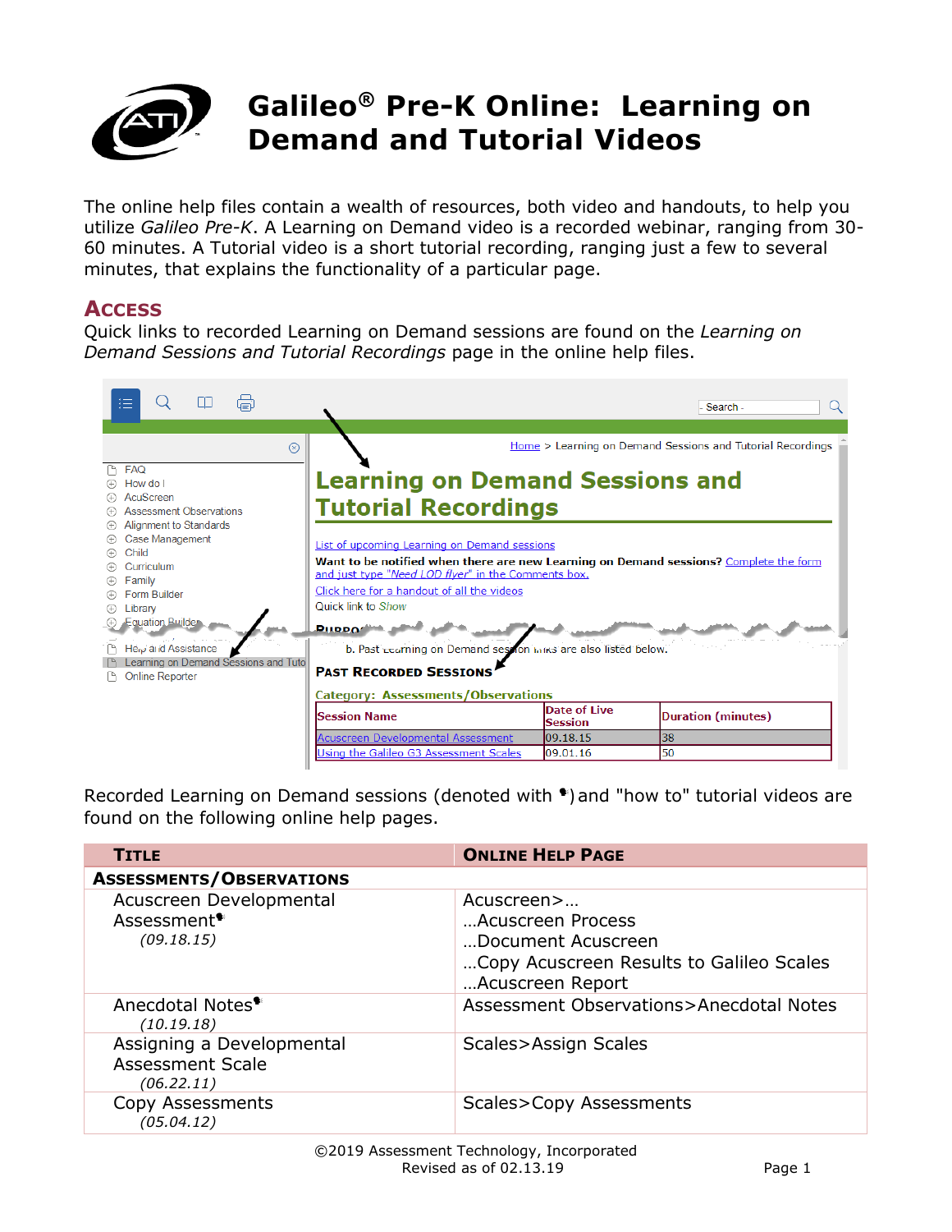# Galileo® Pre-K Online: Learning on Demand and Tutorial Videos

The online help files contain a wealth of resources, both video and handouts, to help you utilize *Galileo Pre-K*. A Learning on Demand video is a recorded webinar, ranging from 30-60 minutes. A Tutorial video is a short tutorial recording, ranging just a few to several minutes, that explains the functionality of a particular page.

## Access

Quick links to recorded Learning on Demand sessions are found on the *Learning on Demand Sessions and Tutorial Recordings* page in the online help files.

Recorded Learning on Demand sessions (denoted with •) and "how to" tutorial videos are found on the following online help pages.

| Title | Online Help Page |
|---|---|
| **Assessments/Observations** | |
| Acuscreen Developmental Assessment• *(09.18.15)* | Acuscreen>… …Acuscreen Process …Document Acuscreen …Copy Acuscreen Results to Galileo Scales …Acuscreen Report |
| Anecdotal Notes• *(10.19.18)* | Assessment Observations>Anecdotal Notes |
| Assigning a Developmental Assessment Scale *(06.22.11)* | Scales>Assign Scales |
| Copy Assessments *(05.04.12)* | Scales>Copy Assessments |

©2019 Assessment Technology, Incorporated
Revised as of 02.13.19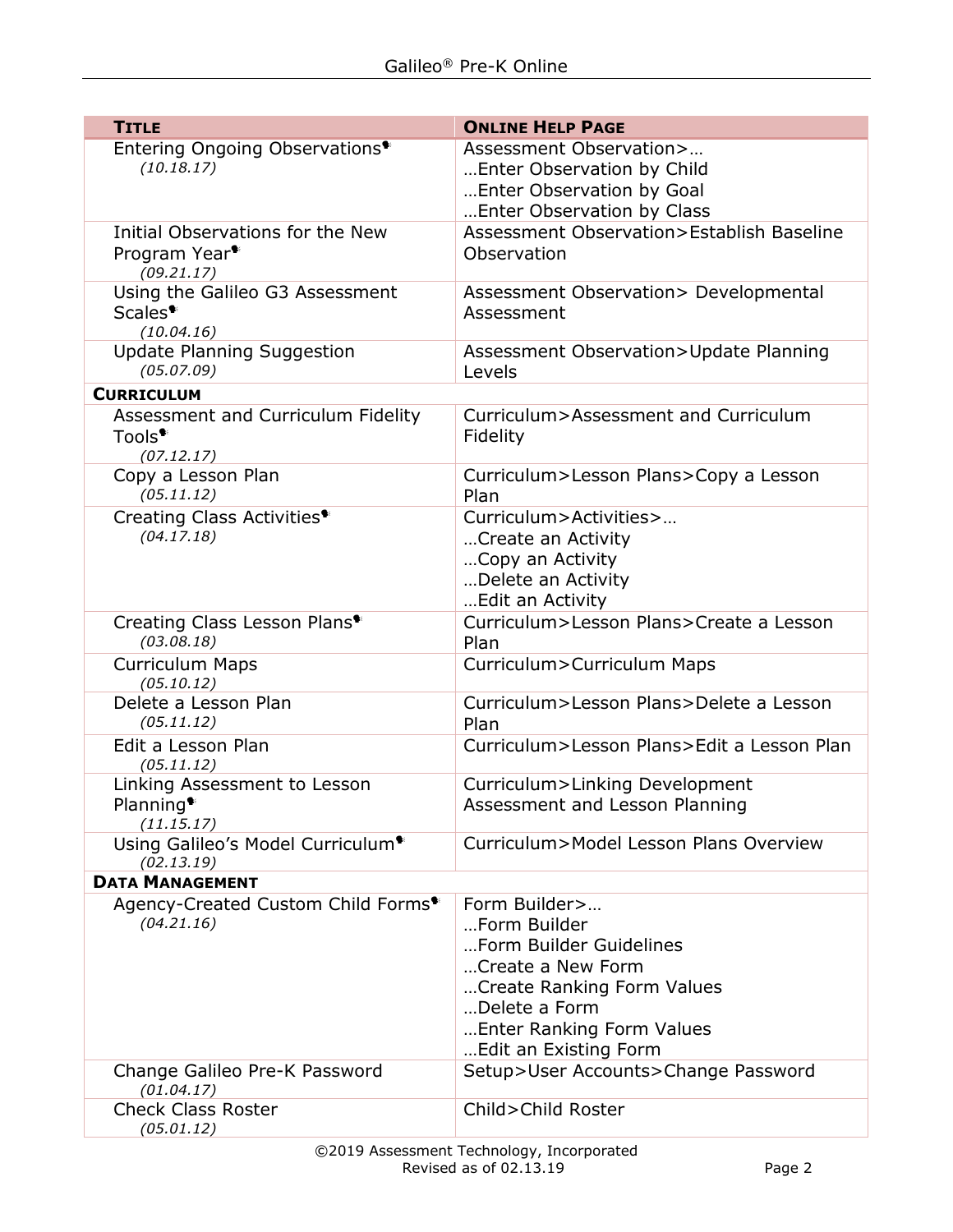| TITLE | ONLINE HELP PAGE |
|---|---|
| Entering Ongoing Observations *(10.18.17)* | Assessment Observation>… …Enter Observation by Child …Enter Observation by Goal …Enter Observation by Class |
| Initial Observations for the New Program Year *(09.21.17)* | Assessment Observation>Establish Baseline Observation |
| Using the Galileo G3 Assessment Scales *(10.04.16)* | Assessment Observation> Developmental Assessment |
| Update Planning Suggestion *(05.07.09)* | Assessment Observation>Update Planning Levels |
| **CURRICULUM** | |
| Assessment and Curriculum Fidelity Tools *(07.12.17)* | Curriculum>Assessment and Curriculum Fidelity |
| Copy a Lesson Plan *(05.11.12)* | Curriculum>Lesson Plans>Copy a Lesson Plan |
| Creating Class Activities *(04.17.18)* | Curriculum>Activities>… …Create an Activity …Copy an Activity …Delete an Activity …Edit an Activity |
| Creating Class Lesson Plans *(03.08.18)* | Curriculum>Lesson Plans>Create a Lesson Plan |
| Curriculum Maps *(05.10.12)* | Curriculum>Curriculum Maps |
| Delete a Lesson Plan *(05.11.12)* | Curriculum>Lesson Plans>Delete a Lesson Plan |
| Edit a Lesson Plan *(05.11.12)* | Curriculum>Lesson Plans>Edit a Lesson Plan |
| Linking Assessment to Lesson Planning *(11.15.17)* | Curriculum>Linking Development Assessment and Lesson Planning |
| Using Galileo's Model Curriculum *(02.13.19)* | Curriculum>Model Lesson Plans Overview |
| **DATA MANAGEMENT** | |
| Agency-Created Custom Child Forms *(04.21.16)* | Form Builder>… …Form Builder …Form Builder Guidelines …Create a New Form …Create Ranking Form Values …Delete a Form …Enter Ranking Form Values …Edit an Existing Form |
| Change Galileo Pre-K Password *(01.04.17)* | Setup>User Accounts>Change Password |
| Check Class Roster *(05.01.12)* | Child>Child Roster |

©2019 Assessment Technology, Incorporated
Revised as of 02.13.19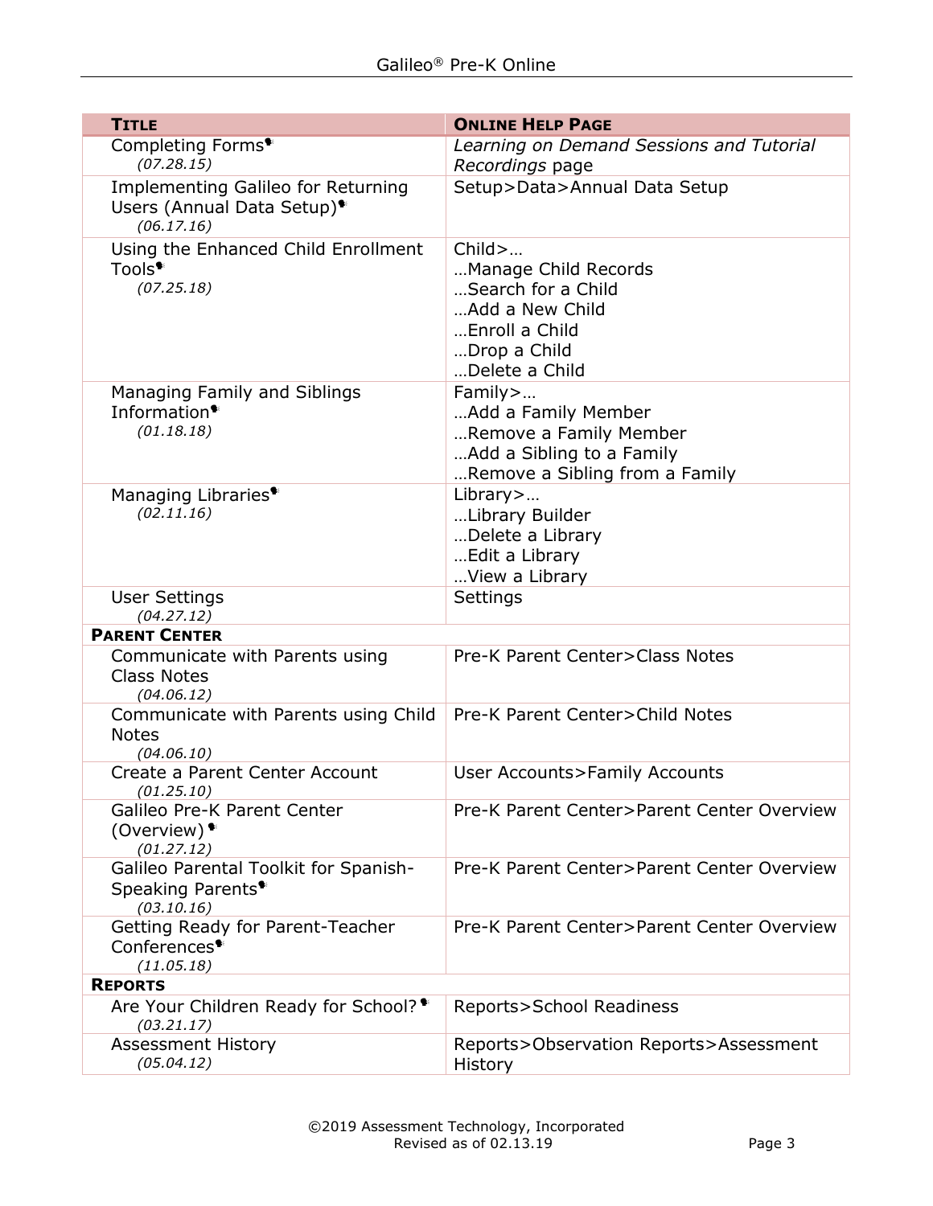| **TITLE** | **ONLINE HELP PAGE** |
|---|---|
| Completing Forms● *(07.28.15)* | *Learning on Demand Sessions and Tutorial Recordings* page |
| Implementing Galileo for Returning Users (Annual Data Setup)● *(06.17.16)* | Setup>Data>Annual Data Setup |
| Using the Enhanced Child Enrollment Tools● *(07.25.18)* | Child>… …Manage Child Records …Search for a Child …Add a New Child …Enroll a Child …Drop a Child …Delete a Child |
| Managing Family and Siblings Information● *(01.18.18)* | Family>… …Add a Family Member …Remove a Family Member …Add a Sibling to a Family …Remove a Sibling from a Family |
| Managing Libraries● *(02.11.16)* | Library>… …Library Builder …Delete a Library …Edit a Library …View a Library |
| User Settings *(04.27.12)* | Settings |
| **PARENT CENTER** | |
| Communicate with Parents using Class Notes *(04.06.12)* | Pre-K Parent Center>Class Notes |
| Communicate with Parents using Child Notes *(04.06.10)* | Pre-K Parent Center>Child Notes |
| Create a Parent Center Account *(01.25.10)* | User Accounts>Family Accounts |
| Galileo Pre-K Parent Center (Overview)● *(01.27.12)* | Pre-K Parent Center>Parent Center Overview |
| Galileo Parental Toolkit for Spanish-Speaking Parents● *(03.10.16)* | Pre-K Parent Center>Parent Center Overview |
| Getting Ready for Parent-Teacher Conferences● *(11.05.18)* | Pre-K Parent Center>Parent Center Overview |
| **REPORTS** | |
| Are Your Children Ready for School?● *(03.21.17)* | Reports>School Readiness |
| Assessment History *(05.04.12)* | Reports>Observation Reports>Assessment History |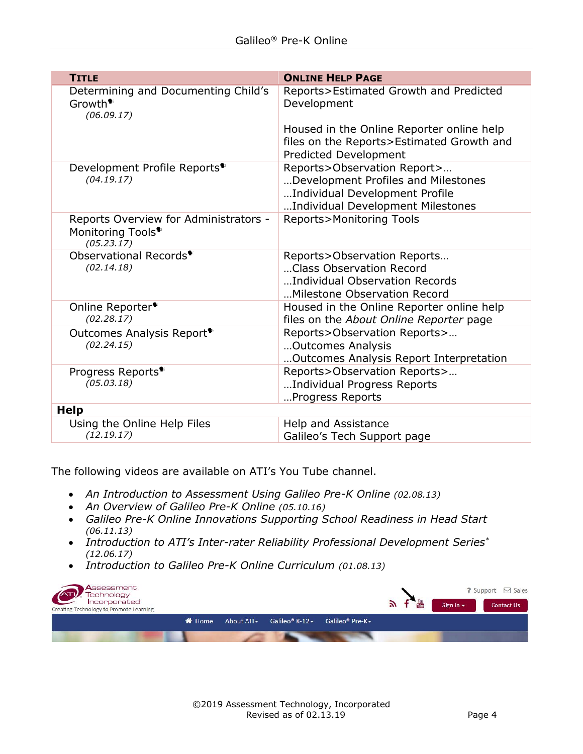| Title | Online Help Page |
|---|---|
| Determining and Documenting Child's Growth* *(06.09.17)* | Reports>Estimated Growth and Predicted Development<br><br>Housed in the Online Reporter online help files on the Reports>Estimated Growth and Predicted Development |
| Development Profile Reports* *(04.19.17)* | Reports>Observation Report>…<br>…Development Profiles and Milestones<br>…Individual Development Profile<br>…Individual Development Milestones |
| Reports Overview for Administrators - Monitoring Tools* *(05.23.17)* | Reports>Monitoring Tools |
| Observational Records* *(02.14.18)* | Reports>Observation Reports…<br>…Class Observation Record<br>…Individual Observation Records<br>…Milestone Observation Record |
| Online Reporter* *(02.28.17)* | Housed in the Online Reporter online help files on the *About Online Reporter* page |
| Outcomes Analysis Report* *(02.24.15)* | Reports>Observation Reports>…<br>…Outcomes Analysis<br>…Outcomes Analysis Report Interpretation |
| Progress Reports* *(05.03.18)* | Reports>Observation Reports>…<br>…Individual Progress Reports<br>…Progress Reports |
| **Help** | |
| Using the Online Help Files *(12.19.17)* | Help and Assistance<br>Galileo's Tech Support page |

The following videos are available on ATI's You Tube channel.

- *An Introduction to Assessment Using Galileo Pre-K Online* (02.08.13)
- *An Overview of Galileo Pre-K Online* (05.10.16)
- *Galileo Pre-K Online Innovations Supporting School Readiness in Head Start* (06.11.13)
- *Introduction to ATI's Inter-rater Reliability Professional Development Series** (12.06.17)
- *Introduction to Galileo Pre-K Online Curriculum* (01.08.13)

©2019 Assessment Technology, Incorporated
Revised as of 02.13.19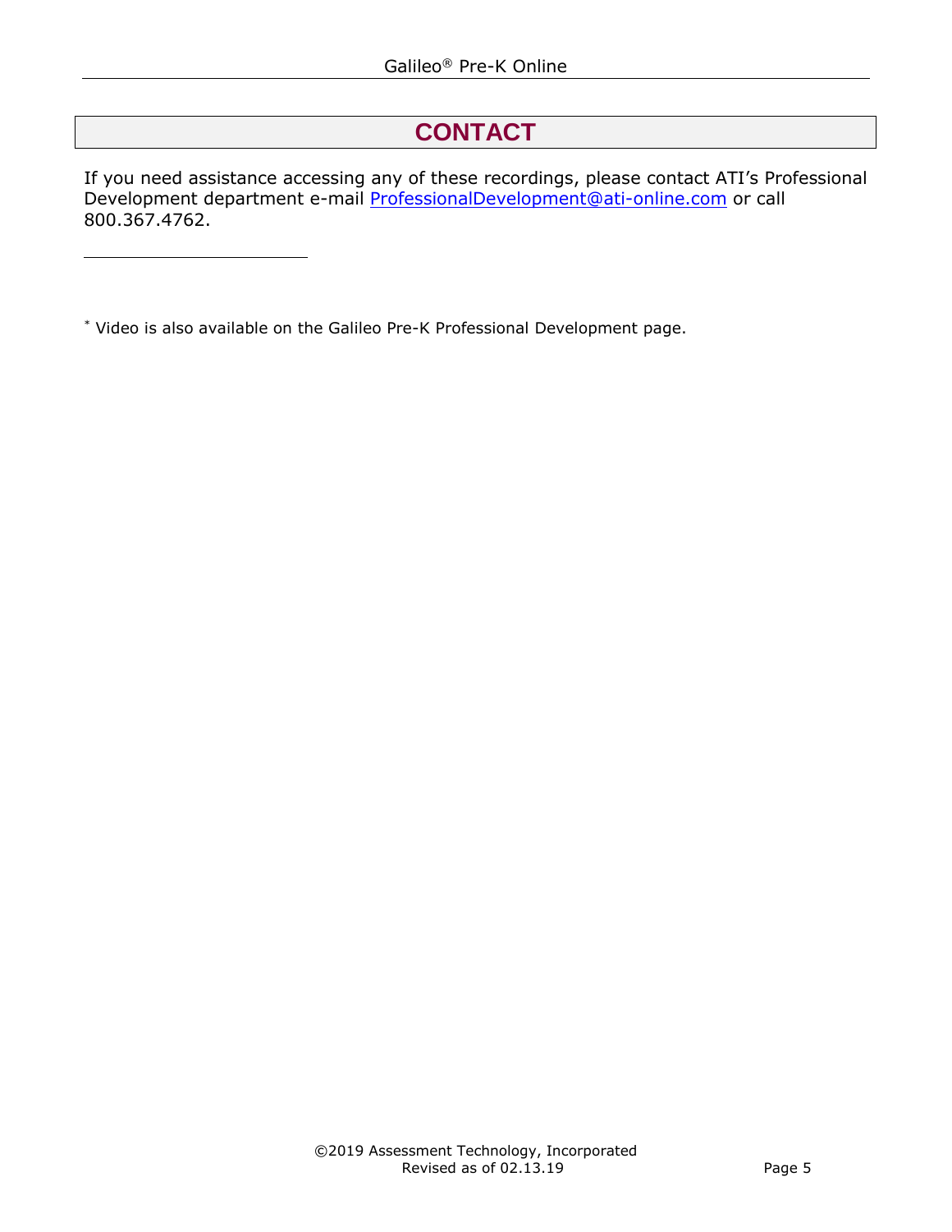## CONTACT

If you need assistance accessing any of these recordings, please contact ATI's Professional Development department e-mail ProfessionalDevelopment@ati-online.com or call 800.367.4762.

---

* Video is also available on the Galileo Pre-K Professional Development page.